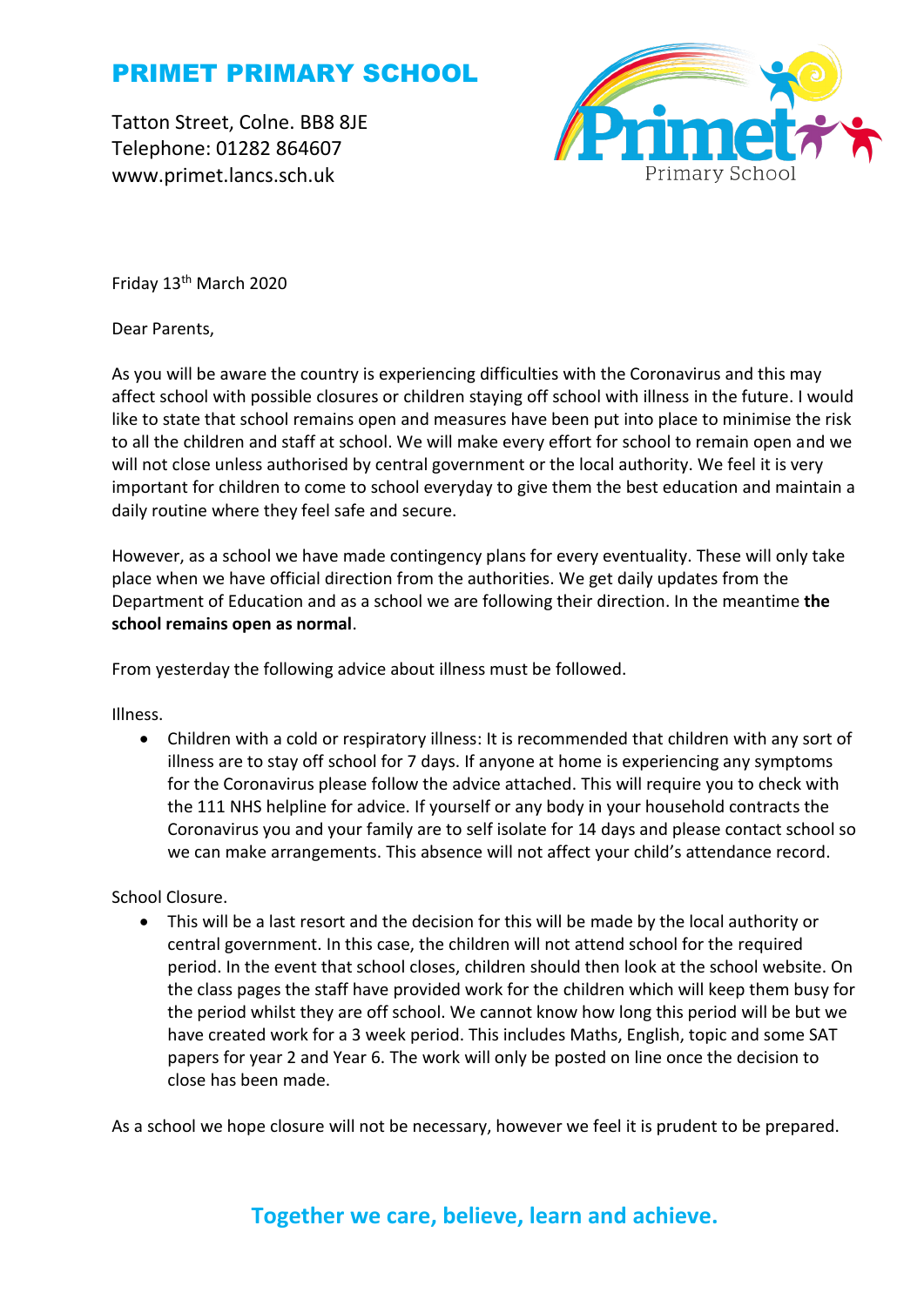# PRIMET PRIMARY SCHOOL

Tatton Street, Colne. BB8 8JE
Telephone: 01282 864607
www.primet.lancs.sch.uk

Friday 13th March 2020

Dear Parents,

As you will be aware the country is experiencing difficulties with the Coronavirus and this may affect school with possible closures or children staying off school with illness in the future. I would like to state that school remains open and measures have been put into place to minimise the risk to all the children and staff at school. We will make every effort for school to remain open and we will not close unless authorised by central government or the local authority. We feel it is very important for children to come to school everyday to give them the best education and maintain a daily routine where they feel safe and secure.

However, as a school we have made contingency plans for every eventuality. These will only take place when we have official direction from the authorities. We get daily updates from the Department of Education and as a school we are following their direction. In the meantime **the school remains open as normal**.

From yesterday the following advice about illness must be followed.

Illness.

- Children with a cold or respiratory illness: It is recommended that children with any sort of illness are to stay off school for 7 days. If anyone at home is experiencing any symptoms for the Coronavirus please follow the advice attached. This will require you to check with the 111 NHS helpline for advice. If yourself or any body in your household contracts the Coronavirus you and your family are to self isolate for 14 days and please contact school so we can make arrangements. This absence will not affect your child's attendance record.

School Closure.

- This will be a last resort and the decision for this will be made by the local authority or central government. In this case, the children will not attend school for the required period. In the event that school closes, children should then look at the school website. On the class pages the staff have provided work for the children which will keep them busy for the period whilst they are off school. We cannot know how long this period will be but we have created work for a 3 week period. This includes Maths, English, topic and some SAT papers for year 2 and Year 6. The work will only be posted on line once the decision to close has been made.

As a school we hope closure will not be necessary, however we feel it is prudent to be prepared.

Together we care, believe, learn and achieve.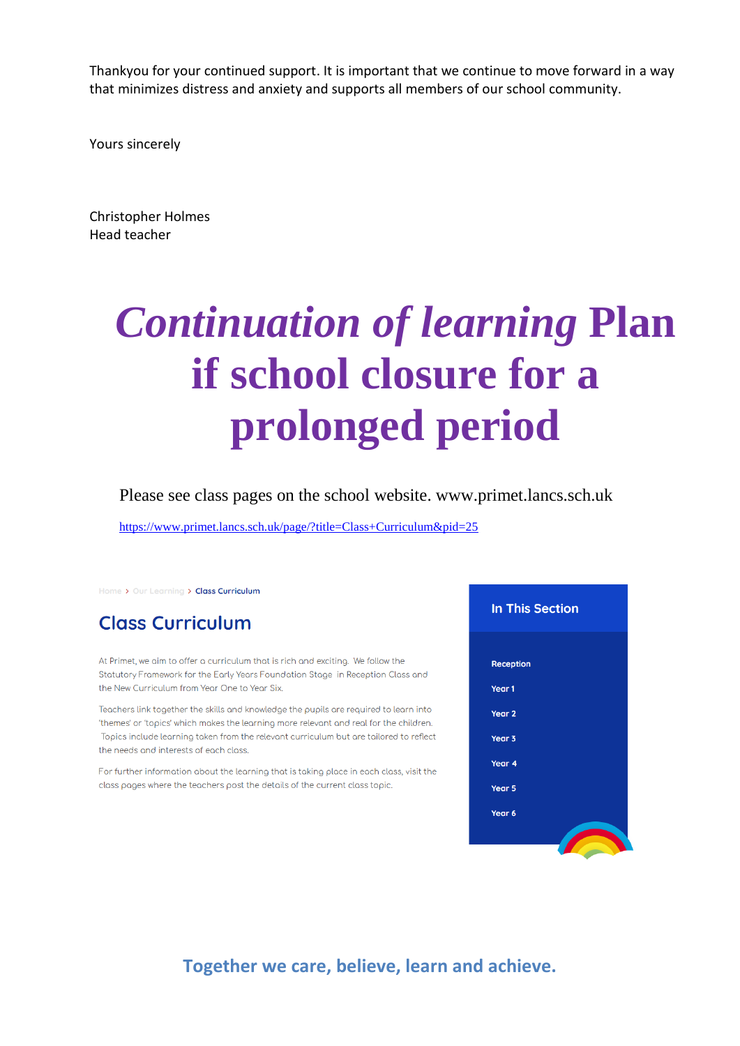Thankyou for your continued support. It is important that we continue to move forward in a way that minimizes distress and anxiety and supports all members of our school community.

Yours sincerely

Christopher Holmes
Head teacher

# *Continuation of learning* Plan if school closure for a prolonged period

Please see class pages on the school website. www.primet.lancs.sch.uk

https://www.primet.lancs.sch.uk/page/?title=Class+Curriculum&pid=25

Home > Our Learning > Class Curriculum

## Class Curriculum

At Primet, we aim to offer a curriculum that is rich and exciting. We follow the Statutory Framework for the Early Years Foundation Stage in Reception Class and the New Curriculum from Year One to Year Six.

Teachers link together the skills and knowledge the pupils are required to learn into 'themes' or 'topics' which makes the learning more relevant and real for the children. Topics include learning taken from the relevant curriculum but are tailored to reflect the needs and interests of each class.

For further information about the learning that is taking place in each class, visit the class pages where the teachers post the details of the current class topic.

**In This Section**

- Reception
- Year 1
- Year 2
- Year 3
- Year 4
- Year 5
- Year 6

**Together we care, believe, learn and achieve.**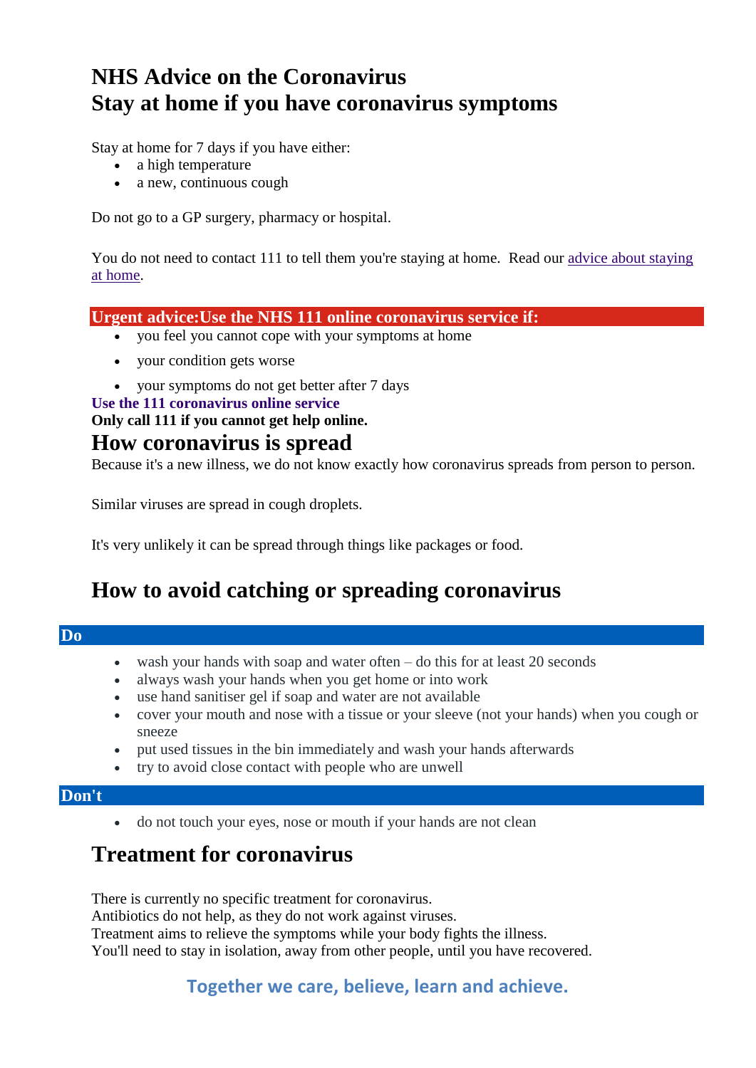# NHS Advice on the Coronavirus
# Stay at home if you have coronavirus symptoms

Stay at home for 7 days if you have either:

- a high temperature
- a new, continuous cough

Do not go to a GP surgery, pharmacy or hospital.

You do not need to contact 111 to tell them you're staying at home. Read our advice about staying at home.

**Urgent advice:Use the NHS 111 online coronavirus service if:**

- you feel you cannot cope with your symptoms at home
- your condition gets worse
- your symptoms do not get better after 7 days

**Use the 111 coronavirus online service**

**Only call 111 if you cannot get help online.**

## How coronavirus is spread

Because it's a new illness, we do not know exactly how coronavirus spreads from person to person.

Similar viruses are spread in cough droplets.

It's very unlikely it can be spread through things like packages or food.

## How to avoid catching or spreading coronavirus

**Do**

- wash your hands with soap and water often – do this for at least 20 seconds
- always wash your hands when you get home or into work
- use hand sanitiser gel if soap and water are not available
- cover your mouth and nose with a tissue or your sleeve (not your hands) when you cough or sneeze
- put used tissues in the bin immediately and wash your hands afterwards
- try to avoid close contact with people who are unwell

**Don't**

- do not touch your eyes, nose or mouth if your hands are not clean

## Treatment for coronavirus

There is currently no specific treatment for coronavirus.
Antibiotics do not help, as they do not work against viruses.
Treatment aims to relieve the symptoms while your body fights the illness.
You'll need to stay in isolation, away from other people, until you have recovered.

**Together we care, believe, learn and achieve.**